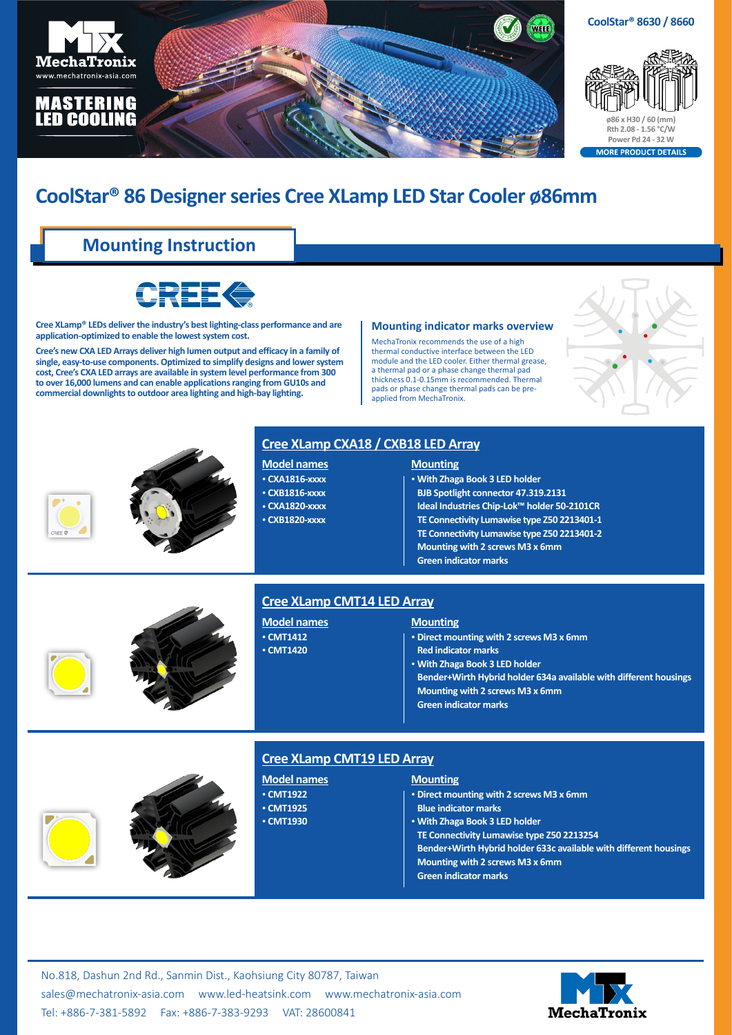MechaTronix
www.mechatronix-asia.com

MASTERING LED COOLING

CoolStar® 8630 / 8660

ø86 x H30 / 60 (mm)
Rth 2.08 - 1.56 °C/W
Power Pd 24 - 32 W

MORE PRODUCT DETAILS

# CoolStar® 86 Designer series Cree XLamp LED Star Cooler ø86mm

## Mounting Instruction

**Cree XLamp® LEDs deliver the industry's best lighting-class performance and are application-optimized to enable the lowest system cost.**

**Cree's new CXA LED Arrays deliver high lumen output and efficacy in a family of single, easy-to-use components. Optimized to simplify designs and lower system cost, Cree's CXA LED arrays are available in system level performance from 300 to over 16,000 lumens and can enable applications ranging from GU10s and commercial downlights to outdoor area lighting and high-bay lighting.**

### Mounting indicator marks overview

MechaTronix recommends the use of a high thermal conductive interface between the LED module and the LED cooler. Either thermal grease, a thermal pad or a phase change thermal pad thickness 0.1-0.15mm is recommended. Thermal pads or phase change thermal pads can be pre-applied from MechaTronix.

### Cree XLamp CXA18 / CXB18 LED Array

**Model names**

- CXA1816-xxxx
- CXB1816-xxxx
- CXA1820-xxxx
- CXB1820-xxxx

**Mounting**

- With Zhaga Book 3 LED holder
  BJB Spotlight connector 47.319.2131
  Ideal Industries Chip-Lok™ holder 50-2101CR
  TE Connectivity Lumawise type Z50 2213401-1
  TE Connectivity Lumawise type Z50 2213401-2
  Mounting with 2 screws M3 x 6mm
  Green indicator marks

### Cree XLamp CMT14 LED Array

**Model names**

- CMT1412
- CMT1420

**Mounting**

- Direct mounting with 2 screws M3 x 6mm
  Red indicator marks
- With Zhaga Book 3 LED holder
  Bender+Wirth Hybrid holder 634a available with different housings
  Mounting with 2 screws M3 x 6mm
  Green indicator marks

### Cree XLamp CMT19 LED Array

**Model names**

- CMT1922
- CMT1925
- CMT1930

**Mounting**

- Direct mounting with 2 screws M3 x 6mm
  Blue indicator marks
- With Zhaga Book 3 LED holder
  TE Connectivity Lumawise type Z50 2213254
  Bender+Wirth Hybrid holder 633c available with different housings
  Mounting with 2 screws M3 x 6mm
  Green indicator marks

No.818, Dashun 2nd Rd., Sanmin Dist., Kaohsiung City 80787, Taiwan
sales@mechatronix-asia.com www.led-heatsink.com www.mechatronix-asia.com
Tel: +886-7-381-5892 Fax: +886-7-383-9293 VAT: 28600841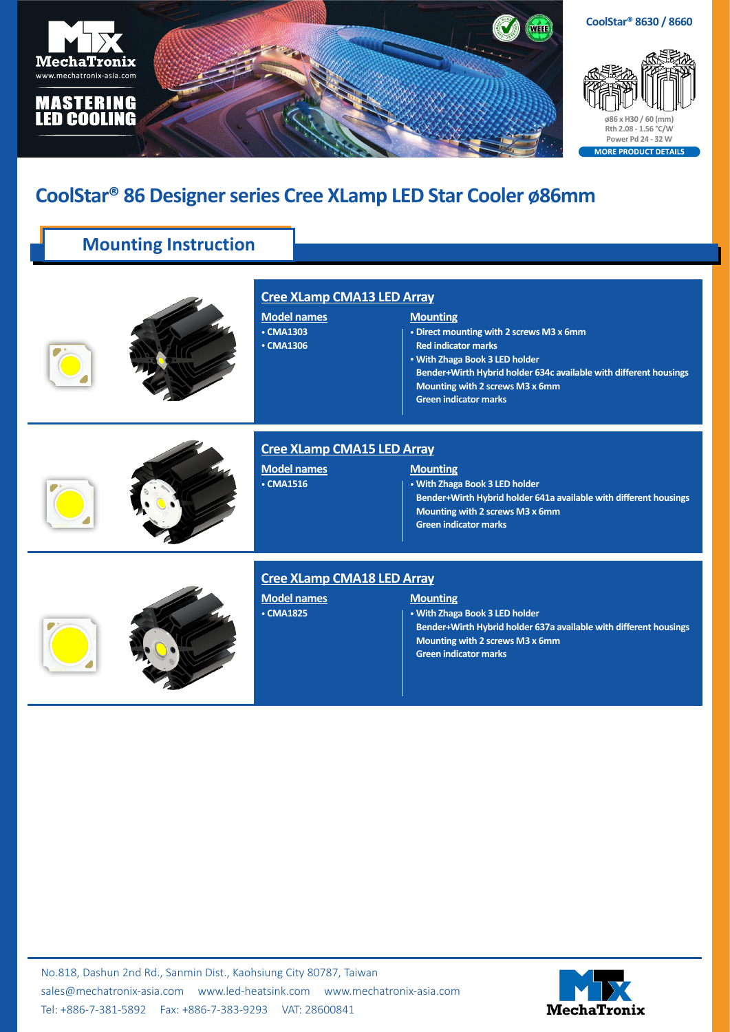MASTERING LED COOLING

CoolStar® 8630 / 8660

ø86 x H30 / 60 (mm)
Rth 2.08 - 1.56 °C/W
Power Pd 24 - 32 W

MORE PRODUCT DETAILS

# CoolStar® 86 Designer series Cree XLamp LED Star Cooler ø86mm

## Mounting Instruction

### Cree XLamp CMA13 LED Array

**Model names**

- CMA1303
- CMA1306

**Mounting**

- Direct mounting with 2 screws M3 x 6mm
  Red indicator marks
- With Zhaga Book 3 LED holder
  Bender+Wirth Hybrid holder 634c available with different housings
  Mounting with 2 screws M3 x 6mm
  Green indicator marks

### Cree XLamp CMA15 LED Array

**Model names**

- CMA1516

**Mounting**

- With Zhaga Book 3 LED holder
  Bender+Wirth Hybrid holder 641a available with different housings
  Mounting with 2 screws M3 x 6mm
  Green indicator marks

### Cree XLamp CMA18 LED Array

**Model names**

- CMA1825

**Mounting**

- With Zhaga Book 3 LED holder
  Bender+Wirth Hybrid holder 637a available with different housings
  Mounting with 2 screws M3 x 6mm
  Green indicator marks

No.818, Dashun 2nd Rd., Sanmin Dist., Kaohsiung City 80787, Taiwan
sales@mechatronix-asia.com www.led-heatsink.com www.mechatronix-asia.com
Tel: +886-7-381-5892 Fax: +886-7-383-9293 VAT: 28600841